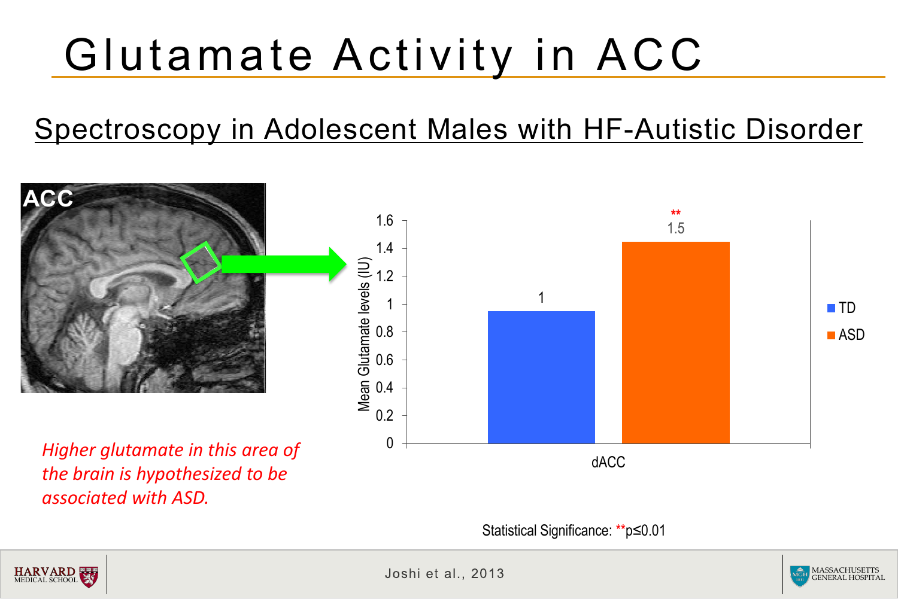# Glutamate Activity in ACC

## Spectroscopy in Adolescent Males with HF-Autistic Disorder

ACC

| | TD | ASD |
|---|---|---|
| dACC | 1 | 1.5** |

Mean Glutamate levels (IU)

*Higher glutamate in this area of the brain is hypothesized to be associated with ASD.*

Statistical Significance: **$p \leq 0.01$

Joshi et al., 2013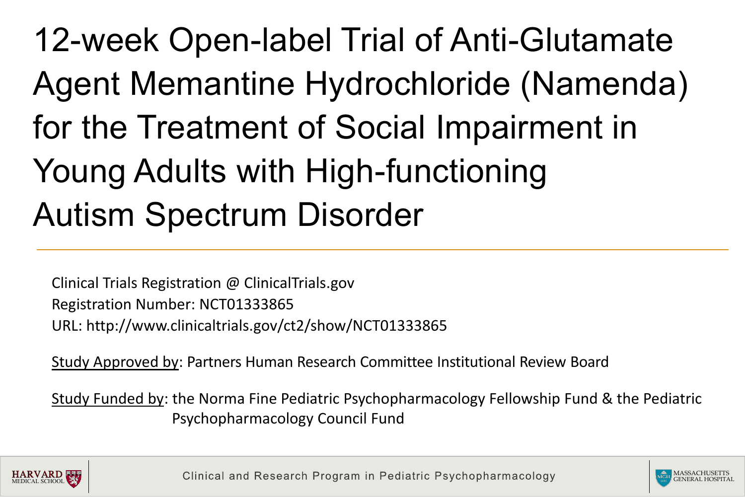# 12-week Open-label Trial of Anti-Glutamate Agent Memantine Hydrochloride (Namenda) for the Treatment of Social Impairment in Young Adults with High-functioning Autism Spectrum Disorder

Clinical Trials Registration @ ClinicalTrials.gov
Registration Number: NCT01333865
URL: http://www.clinicaltrials.gov/ct2/show/NCT01333865

Study Approved by: Partners Human Research Committee Institutional Review Board

Study Funded by: the Norma Fine Pediatric Psychopharmacology Fellowship Fund & the Pediatric Psychopharmacology Council Fund

Clinical and Research Program in Pediatric Psychopharmacology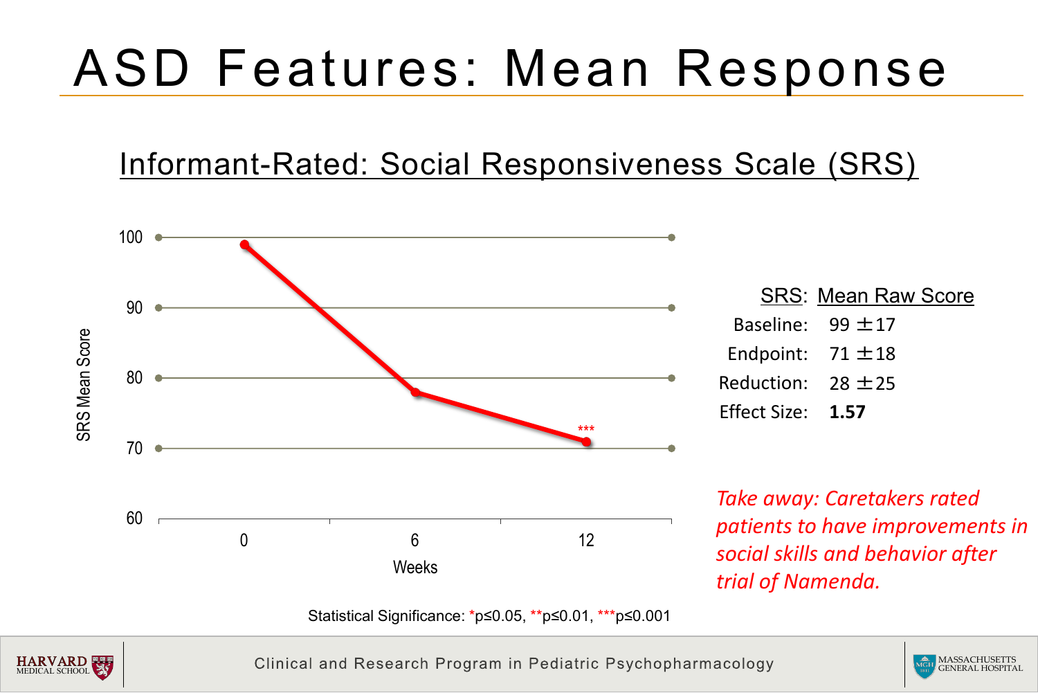# ASD Features: Mean Response

## Informant-Rated: Social Responsiveness Scale (SRS)

SRS Mean Score

100
90
80
70
60

0 6 12

Weeks

***

Statistical Significance: *p≤0.05, **p≤0.01, ***p≤0.001

| SRS: | Mean Raw Score |
|---|---|
| Baseline: | 99 ±17 |
| Endpoint: | 71 ±18 |
| Reduction: | 28 ±25 |
| Effect Size: | **1.57** |

*Take away: Caretakers rated patients to have improvements in social skills and behavior after trial of Namenda.*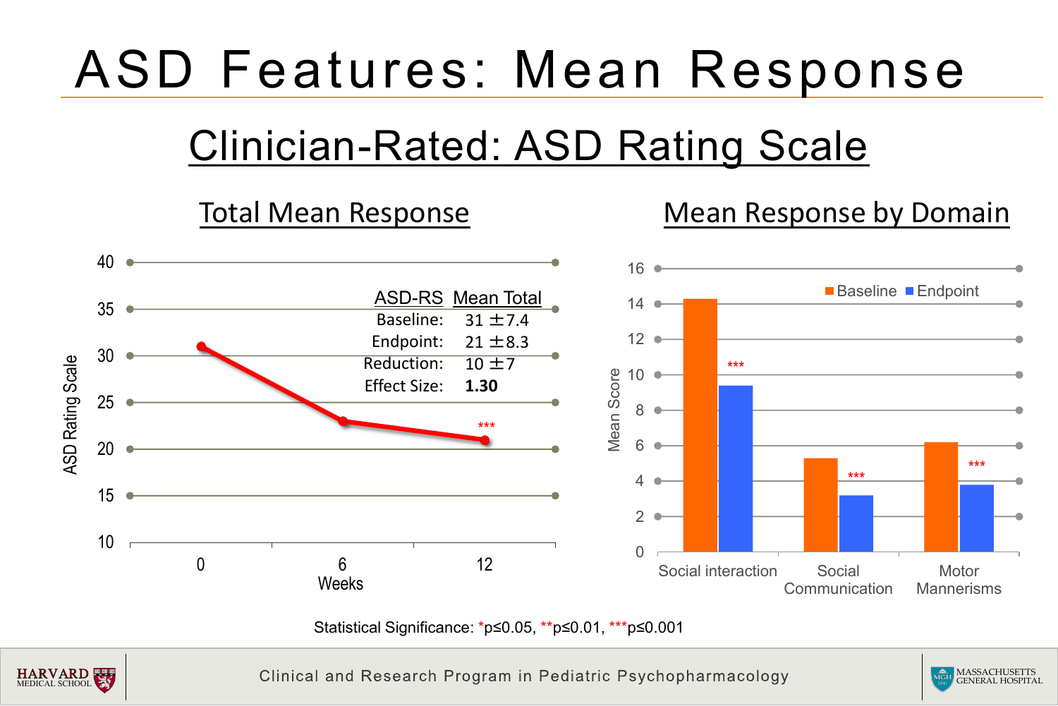# ASD Features: Mean Response

## Clinician-Rated: ASD Rating Scale

### Total Mean Response

| ASD-RS | Mean Total |
|---|---|
| Baseline: | 31 ±7.4 |
| Endpoint: | 21 ±8.3 |
| Reduction: | 10 ±7 |
| Effect Size: | **1.30** |

| Weeks | ASD Rating Scale |
|---|---|
| 0 | 31 |
| 6 | 23 |
| 12 | 21*** |

### Mean Response by Domain

| Domain | Baseline | Endpoint |
|---|---|---|
| Social interaction | 14.3 | 9.4*** |
| Social Communication | 5.3 | 3.2*** |
| Motor Mannerisms | 6.2 | 3.8*** |

Statistical Significance: *$p \leq 0.05$, **$p \leq 0.01$, ***$p \leq 0.001$

Clinical and Research Program in Pediatric Psychopharmacology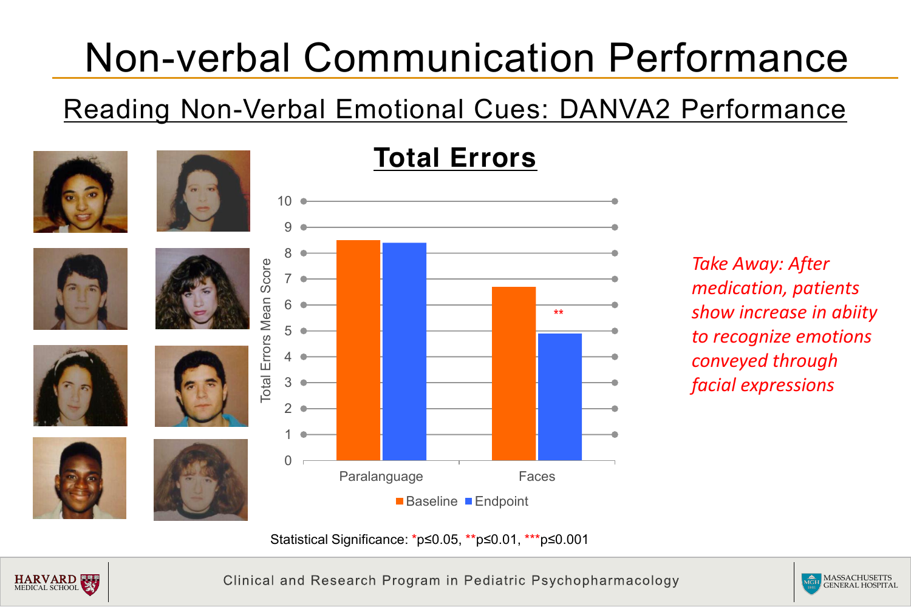# Non-verbal Communication Performance

## Reading Non-Verbal Emotional Cues: DANVA2 Performance

### Total Errors

| Total Errors Mean Score | Baseline | Endpoint |
|---|---|---|
| Paralanguage | ~8.5 | ~8.4 |
| Faces | ~6.7 | ~4.9 ** |

*Take Away: After medication, patients show increase in abiity to recognize emotions conveyed through facial expressions*

Statistical Significance: *$p \leq 0.05$, **$p \leq 0.01$, ***$p \leq 0.001$

Clinical and Research Program in Pediatric Psychopharmacology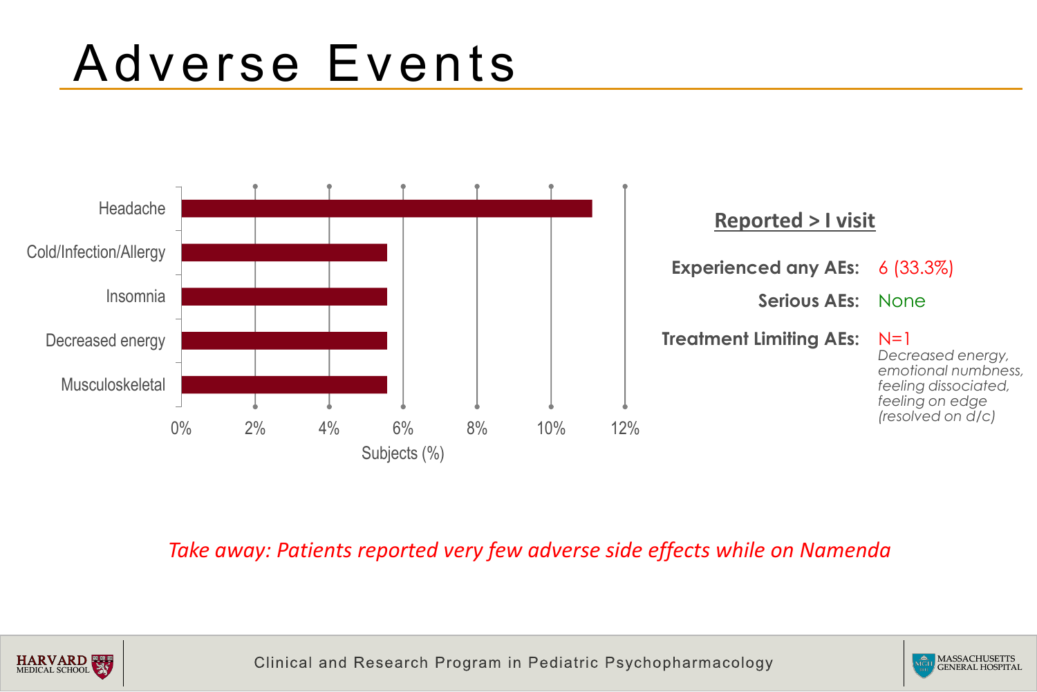# Adverse Events

| Adverse Event | Subjects (%) |
|---|---|
| Headache | ~11% |
| Cold/Infection/Allergy | ~5.5% |
| Insomnia | ~5.5% |
| Decreased energy | ~5.5% |
| Musculoskeletal | ~5.5% |

**Reported > I visit**

**Experienced any AEs:** 6 (33.3%)

**Serious AEs:** None

**Treatment Limiting AEs:** N=1
*Decreased energy, emotional numbness, feeling dissociated, feeling on edge (resolved on d/c)*

*Take away: Patients reported very few adverse side effects while on Namenda*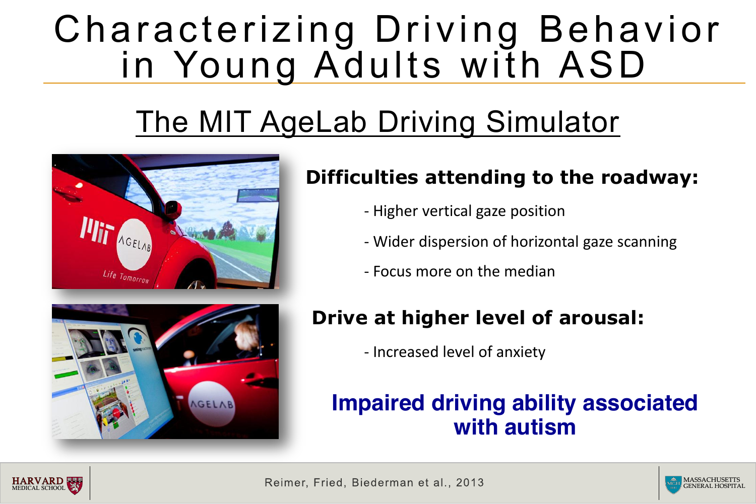# Characterizing Driving Behavior in Young Adults with ASD

## The MIT AgeLab Driving Simulator

**Difficulties attending to the roadway:**

- Higher vertical gaze position
- Wider dispersion of horizontal gaze scanning
- Focus more on the median

**Drive at higher level of arousal:**

- Increased level of anxiety

**Impaired driving ability associated with autism**

Reimer, Fried, Biederman et al., 2013